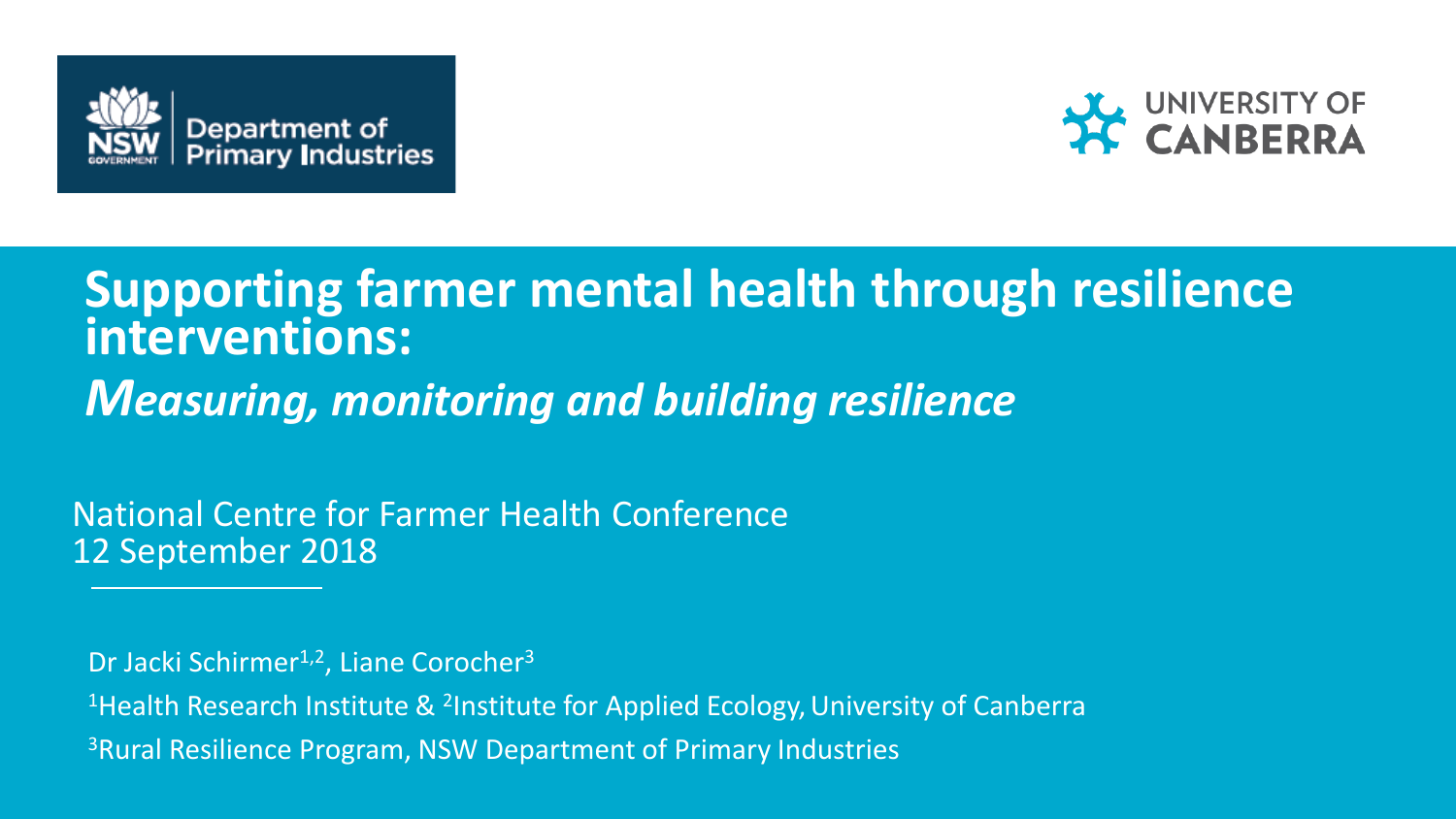NSW Government | Department of Primary Industries

UNIVERSITY OF CANBERRA

# Supporting farmer mental health through resilience interventions:

## *Measuring, monitoring and building resilience*

National Centre for Farmer Health Conference
12 September 2018

Dr Jacki Schirmer[1,2], Liane Corocher[3]

[1]Health Research Institute & [2]Institute for Applied Ecology, University of Canberra

[3]Rural Resilience Program, NSW Department of Primary Industries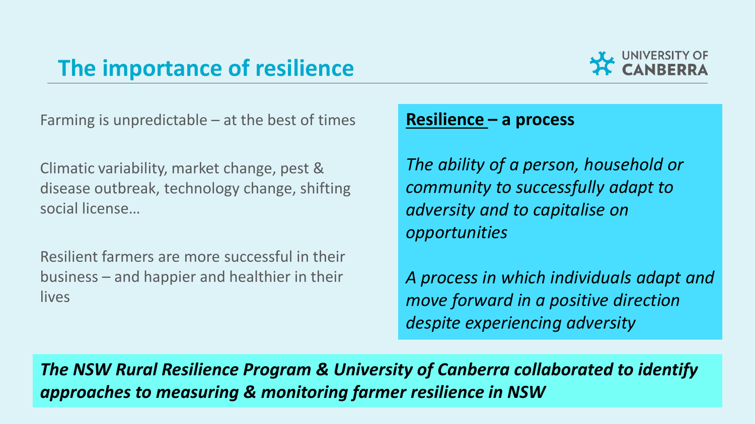## The importance of resilience

Farming is unpredictable – at the best of times

Climatic variability, market change, pest & disease outbreak, technology change, shifting social license…

Resilient farmers are more successful in their business – and happier and healthier in their lives

**Resilience – a process**

*The ability of a person, household or community to successfully adapt to adversity and to capitalise on opportunities*

*A process in which individuals adapt and move forward in a positive direction despite experiencing adversity*

***The NSW Rural Resilience Program & University of Canberra collaborated to identify approaches to measuring & monitoring farmer resilience in NSW***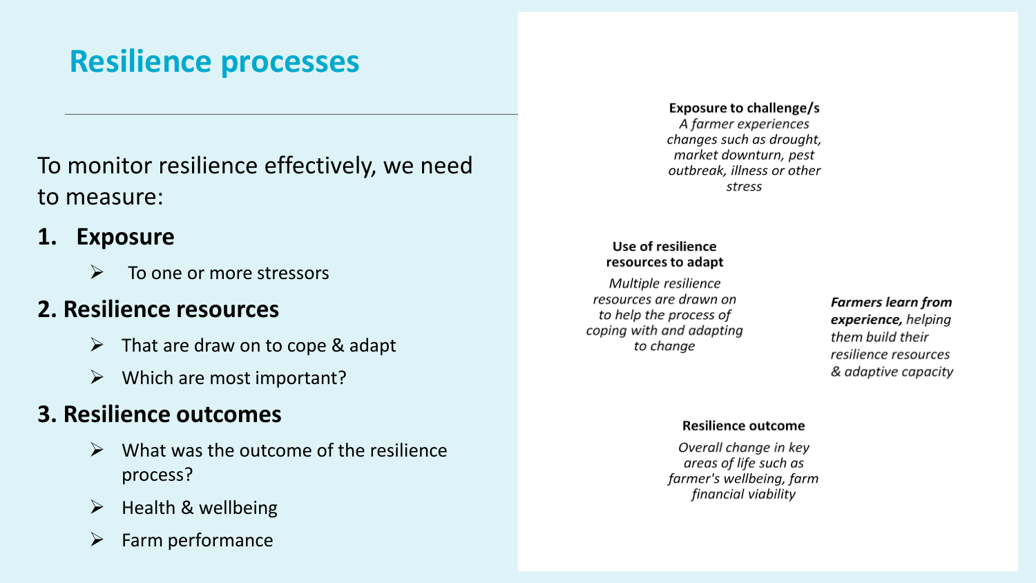# Resilience processes

To monitor resilience effectively, we need to measure:

1. **Exposure**
   - To one or more stressors

**2. Resilience resources**

- That are draw on to cope & adapt
- Which are most important?

**3. Resilience outcomes**

- What was the outcome of the resilience process?
- Health & wellbeing
- Farm performance

**Exposure to challenge/s**

*A farmer experiences changes such as drought, market downturn, pest outbreak, illness or other stress*

**Use of resilience resources to adapt**

*Multiple resilience resources are drawn on to help the process of coping with and adapting to change*

***Farmers learn from experience,*** *helping them build their resilience resources & adaptive capacity*

**Resilience outcome**

*Overall change in key areas of life such as farmer's wellbeing, farm financial viability*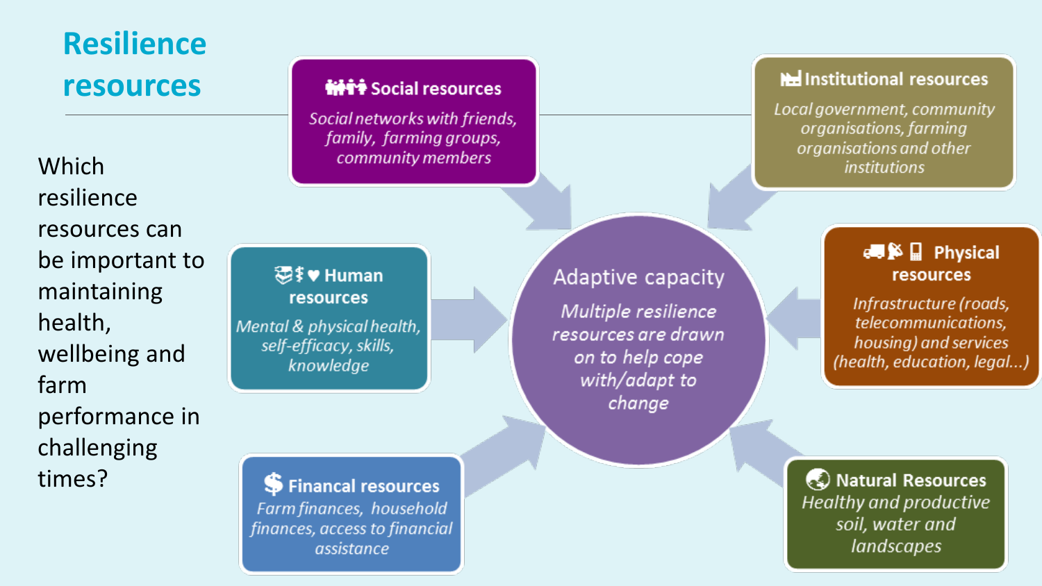# Resilience resources

Which resilience resources can be important to maintaining health, wellbeing and farm performance in challenging times?

**Social resources**

*Social networks with friends, family, farming groups, community members*

**Institutional resources**

*Local government, community organisations, farming organisations and other institutions*

**Human resources**

*Mental & physical health, self-efficacy, skills, knowledge*

**Adaptive capacity**

*Multiple resilience resources are drawn on to help cope with/adapt to change*

**Physical resources**

*Infrastructure (roads, telecommunications, housing) and services (health, education, legal...)*

**Financal resources**

*Farm finances, household finances, access to financial assistance*

**Natural Resources**

*Healthy and productive soil, water and landscapes*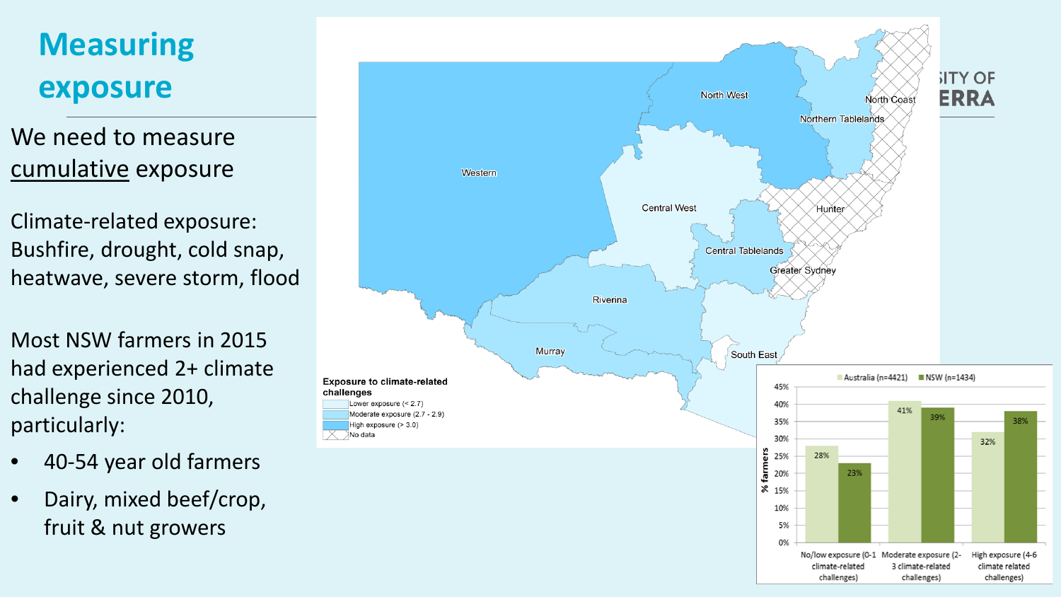# Measuring exposure

We need to measure cumulative exposure

Climate-related exposure: Bushfire, drought, cold snap, heatwave, severe storm, flood

Most NSW farmers in 2015 had experienced 2+ climate challenge since 2010, particularly:

- 40-54 year old farmers
- Dairy, mixed beef/crop, fruit & nut growers

Western

North West

North Coast

Northern Tablelands

Central West

Hunter

Central Tablelands

Greater Sydney

Riverina

Murray

South East

**Exposure to climate-related challenges**

- Lower exposure (< 2.7)
- Moderate exposure (2.7 - 2.9)
- High exposure (> 3.0)
- No data

| | Australia (n=4421) | NSW (n=1434) |
|---|---|---|
| No/low exposure (0-1 climate-related challenges) | 28% | 23% |
| Moderate exposure (2-3 climate-related challenges) | 41% | 39% |
| High exposure (4-6 climate related challenges) | 32% | 38% |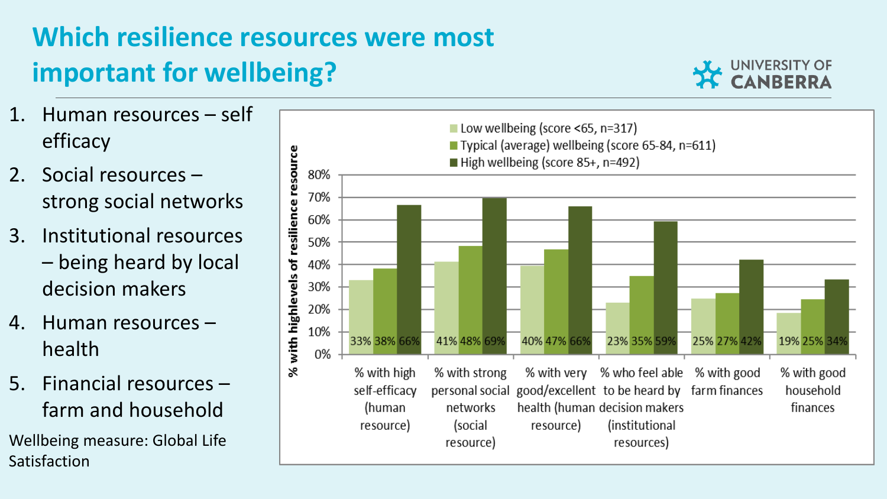# Which resilience resources were most important for wellbeing?

1. Human resources – self efficacy
2. Social resources – strong social networks
3. Institutional resources – being heard by local decision makers
4. Human resources – health
5. Financial resources – farm and household

Wellbeing measure: Global Life Satisfaction

| % with highlevels of resilience resource | Low wellbeing (score <65, n=317) | Typical (average) wellbeing (score 65-84, n=611) | High wellbeing (score 85+, n=492) |
|---|---|---|---|
| % with high self-efficacy (human resource) | 33% | 38% | 66% |
| % with strong personal social networks (social resource) | 41% | 48% | 69% |
| % with very good/excellent health (human resource) | 40% | 47% | 66% |
| % who feel able to be heard by decision makers (institutional resources) | 23% | 35% | 59% |
| % with good farm finances | 25% | 27% | 42% |
| % with good household finances | 19% | 25% | 34% |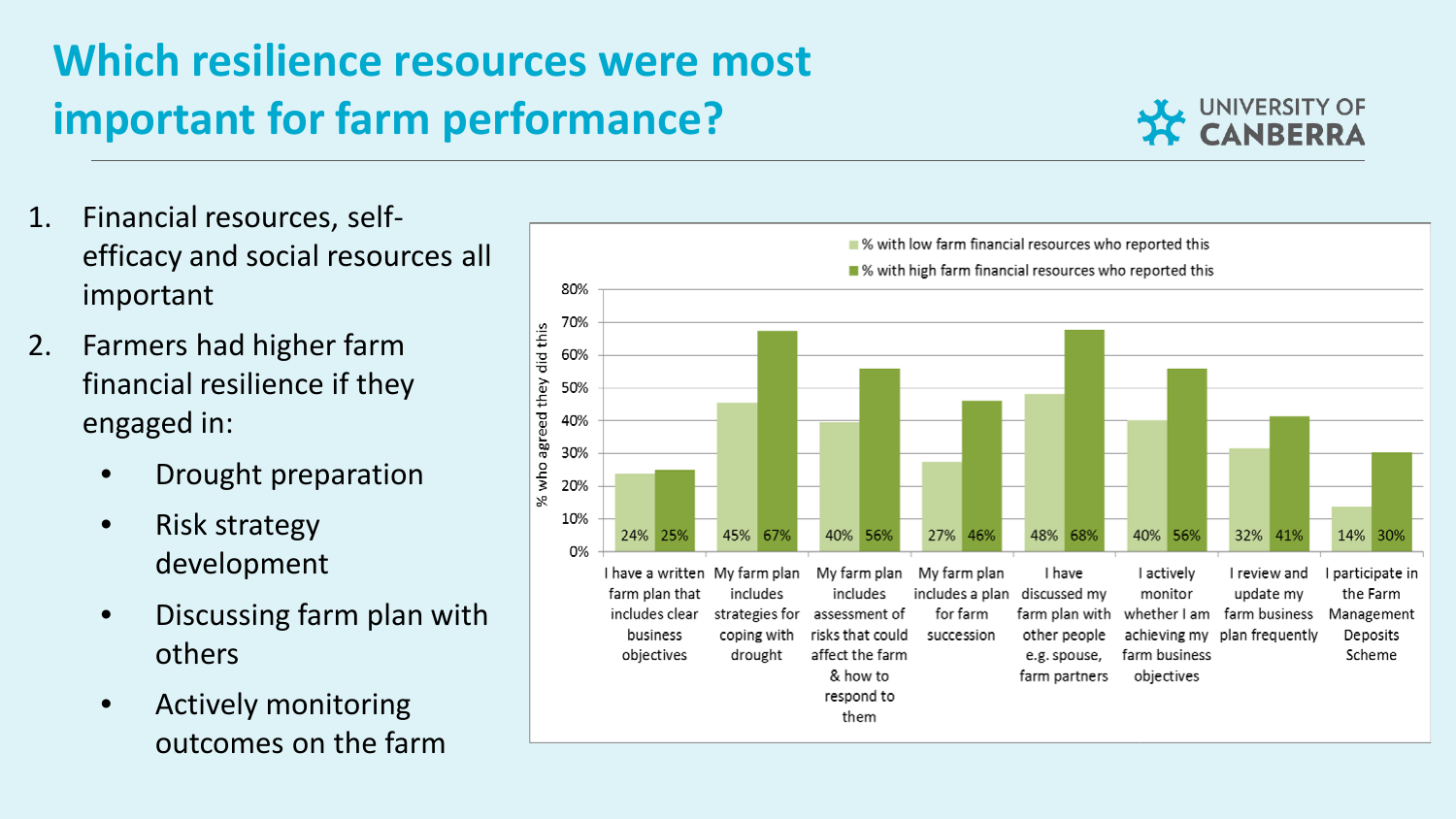# Which resilience resources were most important for farm performance?

1. Financial resources, self-efficacy and social resources all important
2. Farmers had higher farm financial resilience if they engaged in:
   - Drought preparation
   - Risk strategy development
   - Discussing farm plan with others
   - Actively monitoring outcomes on the farm

| | % with low farm financial resources who reported this | % with high farm financial resources who reported this |
|---|---|---|
| I have a written farm plan that includes clear business objectives | 24% | 25% |
| My farm plan includes strategies for coping with drought | 45% | 67% |
| My farm plan includes assessment of risks that could affect the farm & how to respond to them | 40% | 56% |
| My farm plan includes a plan for farm succession | 27% | 46% |
| I have discussed my farm plan with other people e.g. spouse, farm partners | 48% | 68% |
| I actively monitor whether I am achieving my farm business objectives | 40% | 56% |
| I review and update my farm business plan frequently | 32% | 41% |
| I participate in the Farm Management Deposits Scheme | 14% | 30% |

Y-axis: % who agreed they did this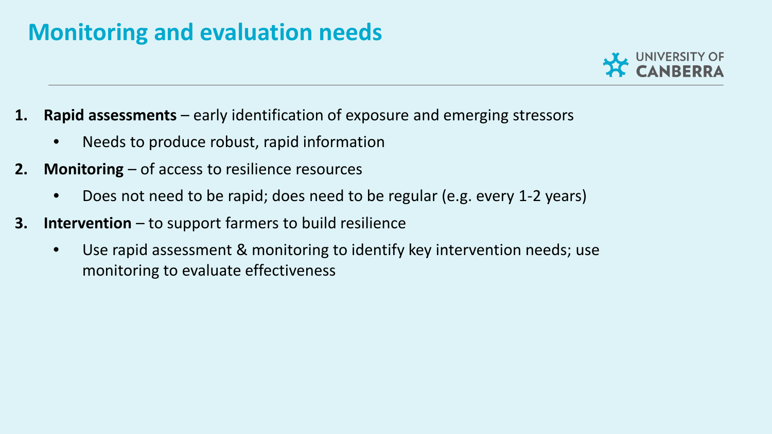# Monitoring and evaluation needs

1. **Rapid assessments** – early identification of exposure and emerging stressors
   - Needs to produce robust, rapid information
2. **Monitoring** – of access to resilience resources
   - Does not need to be rapid; does need to be regular (e.g. every 1-2 years)
3. **Intervention** – to support farmers to build resilience
   - Use rapid assessment & monitoring to identify key intervention needs; use monitoring to evaluate effectiveness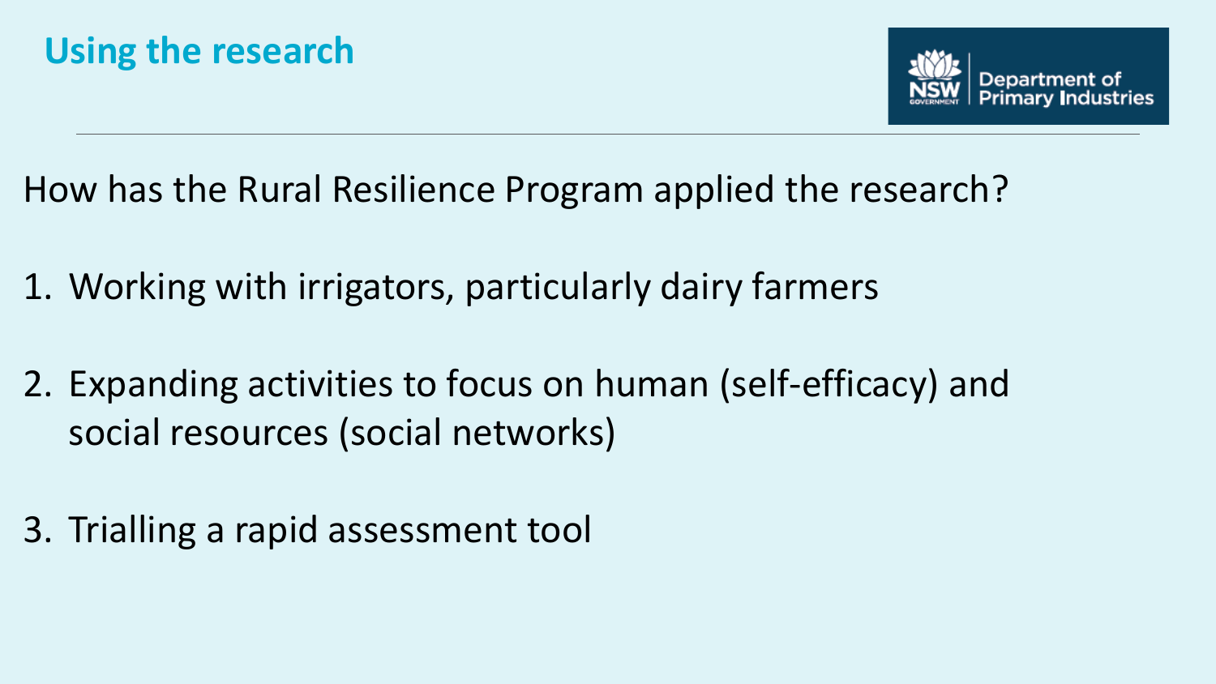## Using the research

How has the Rural Resilience Program applied the research?

1. Working with irrigators, particularly dairy farmers
2. Expanding activities to focus on human (self-efficacy) and social resources (social networks)
3. Trialling a rapid assessment tool